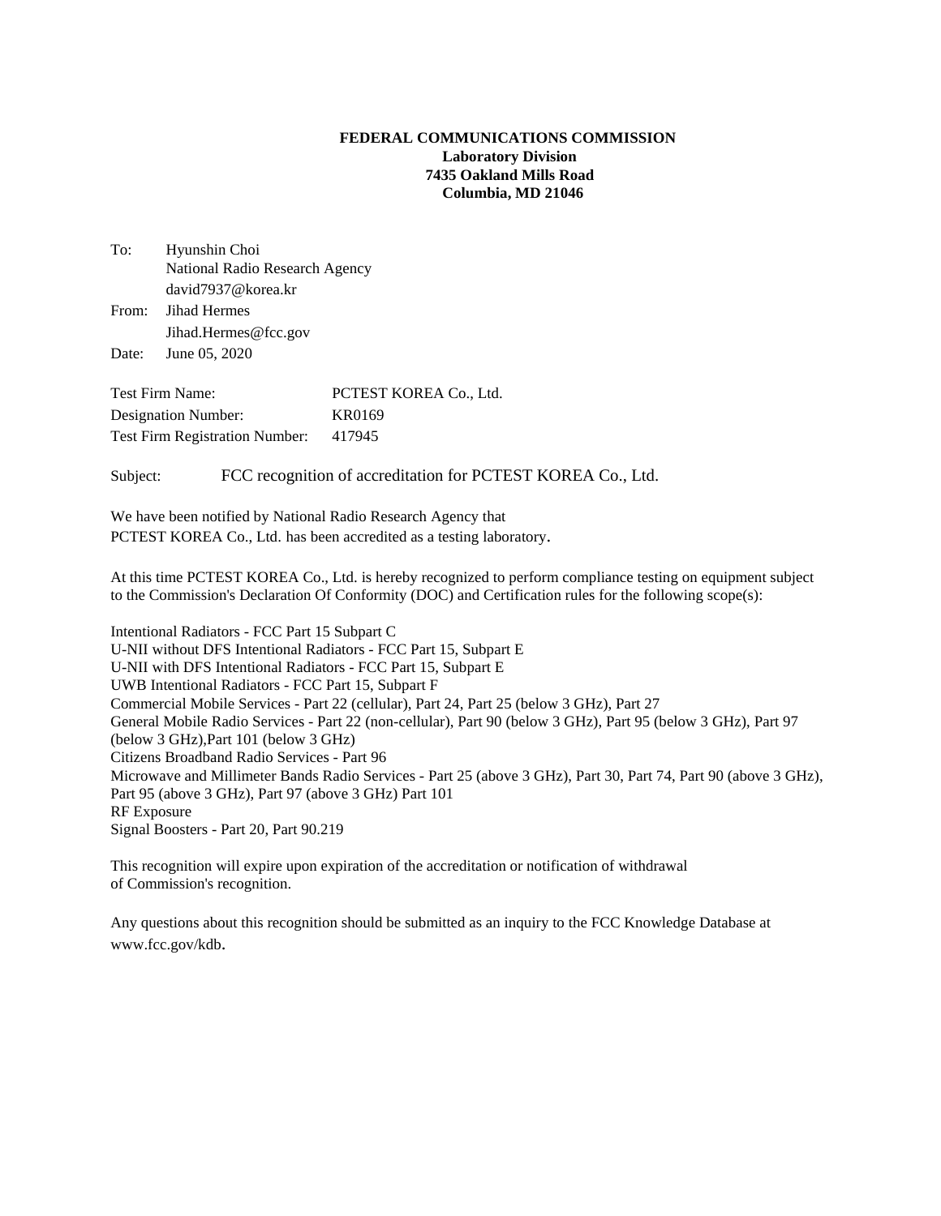**FEDERAL COMMUNICATIONS COMMISSION**
**Laboratory Division**
**7435 Oakland Mills Road**
**Columbia, MD 21046**

To: Hyunshin Choi
National Radio Research Agency
david7937@korea.kr

From: Jihad Hermes
Jihad.Hermes@fcc.gov

Date: June 05, 2020

| | |
|---|---|
| Test Firm Name: | PCTEST KOREA Co., Ltd. |
| Designation Number: | KR0169 |
| Test Firm Registration Number: | 417945 |

Subject: FCC recognition of accreditation for PCTEST KOREA Co., Ltd.

We have been notified by National Radio Research Agency that
PCTEST KOREA Co., Ltd. has been accredited as a testing laboratory.

At this time PCTEST KOREA Co., Ltd. is hereby recognized to perform compliance testing on equipment subject to the Commission's Declaration Of Conformity (DOC) and Certification rules for the following scope(s):

Intentional Radiators - FCC Part 15 Subpart C
U-NII without DFS Intentional Radiators - FCC Part 15, Subpart E
U-NII with DFS Intentional Radiators - FCC Part 15, Subpart E
UWB Intentional Radiators - FCC Part 15, Subpart F
Commercial Mobile Services - Part 22 (cellular), Part 24, Part 25 (below 3 GHz), Part 27
General Mobile Radio Services - Part 22 (non-cellular), Part 90 (below 3 GHz), Part 95 (below 3 GHz), Part 97 (below 3 GHz),Part 101 (below 3 GHz)
Citizens Broadband Radio Services - Part 96
Microwave and Millimeter Bands Radio Services - Part 25 (above 3 GHz), Part 30, Part 74, Part 90 (above 3 GHz), Part 95 (above 3 GHz), Part 97 (above 3 GHz) Part 101
RF Exposure
Signal Boosters - Part 20, Part 90.219

This recognition will expire upon expiration of the accreditation or notification of withdrawal of Commission's recognition.

Any questions about this recognition should be submitted as an inquiry to the FCC Knowledge Database at www.fcc.gov/kdb.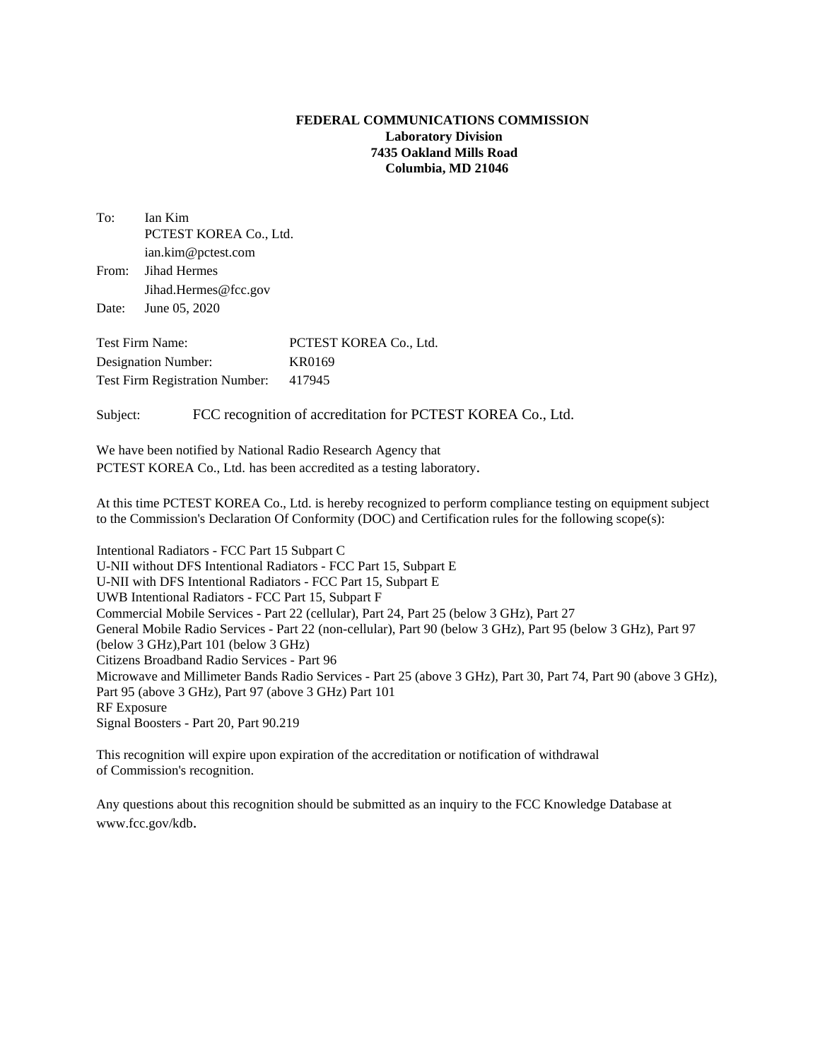**FEDERAL COMMUNICATIONS COMMISSION**
**Laboratory Division**
**7435 Oakland Mills Road**
**Columbia, MD 21046**

To: Ian Kim
PCTEST KOREA Co., Ltd.
ian.kim@pctest.com

From: Jihad Hermes
Jihad.Hermes@fcc.gov

Date: June 05, 2020

| | |
|---|---|
| Test Firm Name: | PCTEST KOREA Co., Ltd. |
| Designation Number: | KR0169 |
| Test Firm Registration Number: | 417945 |

Subject: FCC recognition of accreditation for PCTEST KOREA Co., Ltd.

We have been notified by National Radio Research Agency that PCTEST KOREA Co., Ltd. has been accredited as a testing laboratory.

At this time PCTEST KOREA Co., Ltd. is hereby recognized to perform compliance testing on equipment subject to the Commission's Declaration Of Conformity (DOC) and Certification rules for the following scope(s):

Intentional Radiators - FCC Part 15 Subpart C
U-NII without DFS Intentional Radiators - FCC Part 15, Subpart E
U-NII with DFS Intentional Radiators - FCC Part 15, Subpart E
UWB Intentional Radiators - FCC Part 15, Subpart F
Commercial Mobile Services - Part 22 (cellular), Part 24, Part 25 (below 3 GHz), Part 27
General Mobile Radio Services - Part 22 (non-cellular), Part 90 (below 3 GHz), Part 95 (below 3 GHz), Part 97 (below 3 GHz),Part 101 (below 3 GHz)
Citizens Broadband Radio Services - Part 96
Microwave and Millimeter Bands Radio Services - Part 25 (above 3 GHz), Part 30, Part 74, Part 90 (above 3 GHz), Part 95 (above 3 GHz), Part 97 (above 3 GHz) Part 101
RF Exposure
Signal Boosters - Part 20, Part 90.219

This recognition will expire upon expiration of the accreditation or notification of withdrawal of Commission's recognition.

Any questions about this recognition should be submitted as an inquiry to the FCC Knowledge Database at www.fcc.gov/kdb.